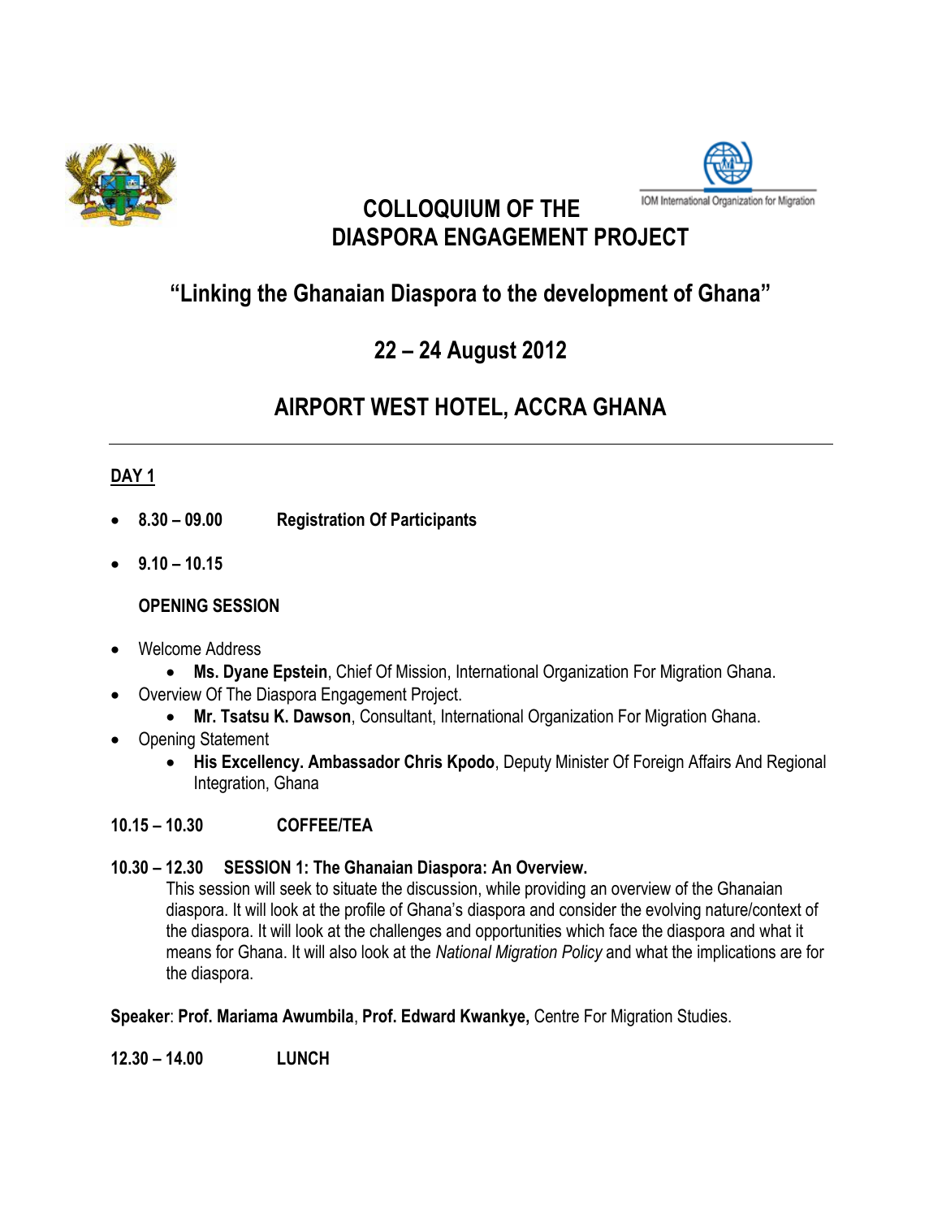IOM International Organization for Migration

# COLLOQUIUM OF THE DIASPORA ENGAGEMENT PROJECT

## "Linking the Ghanaian Diaspora to the development of Ghana"

## 22 – 24 August 2012

## AIRPORT WEST HOTEL, ACCRA GHANA

---

### DAY 1

- **8.30 – 09.00 Registration Of Participants**
- **9.10 – 10.15**

  **OPENING SESSION**

- Welcome Address
  - **Ms. Dyane Epstein**, Chief Of Mission, International Organization For Migration Ghana.
- Overview Of The Diaspora Engagement Project.
  - **Mr. Tsatsu K. Dawson**, Consultant, International Organization For Migration Ghana.
- Opening Statement
  - **His Excellency. Ambassador Chris Kpodo**, Deputy Minister Of Foreign Affairs And Regional Integration, Ghana

**10.15 – 10.30 COFFEE/TEA**

**10.30 – 12.30 SESSION 1: The Ghanaian Diaspora: An Overview.**

This session will seek to situate the discussion, while providing an overview of the Ghanaian diaspora. It will look at the profile of Ghana's diaspora and consider the evolving nature/context of the diaspora. It will look at the challenges and opportunities which face the diaspora and what it means for Ghana. It will also look at the *National Migration Policy* and what the implications are for the diaspora.

**Speaker**: **Prof. Mariama Awumbila**, **Prof. Edward Kwankye,** Centre For Migration Studies.

**12.30 – 14.00 LUNCH**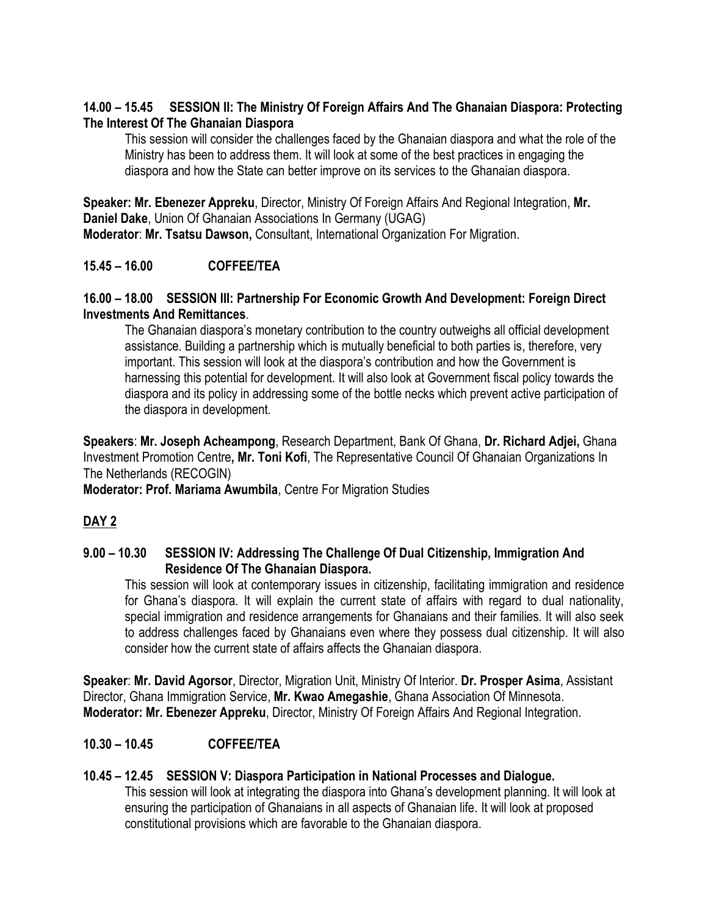**14.00 – 15.45 SESSION II: The Ministry Of Foreign Affairs And The Ghanaian Diaspora: Protecting The Interest Of The Ghanaian Diaspora**

This session will consider the challenges faced by the Ghanaian diaspora and what the role of the Ministry has been to address them. It will look at some of the best practices in engaging the diaspora and how the State can better improve on its services to the Ghanaian diaspora.

**Speaker: Mr. Ebenezer Appreku**, Director, Ministry Of Foreign Affairs And Regional Integration, **Mr. Daniel Dake**, Union Of Ghanaian Associations In Germany (UGAG)
**Moderator**: **Mr. Tsatsu Dawson,** Consultant, International Organization For Migration.

**15.45 – 16.00 COFFEE/TEA**

**16.00 – 18.00 SESSION III: Partnership For Economic Growth And Development: Foreign Direct Investments And Remittances**.

The Ghanaian diaspora's monetary contribution to the country outweighs all official development assistance. Building a partnership which is mutually beneficial to both parties is, therefore, very important. This session will look at the diaspora's contribution and how the Government is harnessing this potential for development. It will also look at Government fiscal policy towards the diaspora and its policy in addressing some of the bottle necks which prevent active participation of the diaspora in development.

**Speakers**: **Mr. Joseph Acheampong**, Research Department, Bank Of Ghana, **Dr. Richard Adjei,** Ghana Investment Promotion Centre**, Mr. Toni Kofi**, The Representative Council Of Ghanaian Organizations In The Netherlands (RECOGIN)
**Moderator: Prof. Mariama Awumbila**, Centre For Migration Studies

## DAY 2

**9.00 – 10.30 SESSION IV: Addressing The Challenge Of Dual Citizenship, Immigration And Residence Of The Ghanaian Diaspora.**

This session will look at contemporary issues in citizenship, facilitating immigration and residence for Ghana's diaspora. It will explain the current state of affairs with regard to dual nationality, special immigration and residence arrangements for Ghanaians and their families. It will also seek to address challenges faced by Ghanaians even where they possess dual citizenship. It will also consider how the current state of affairs affects the Ghanaian diaspora.

**Speaker**: **Mr. David Agorsor**, Director, Migration Unit, Ministry Of Interior. **Dr. Prosper Asima**, Assistant Director, Ghana Immigration Service, **Mr. Kwao Amegashie**, Ghana Association Of Minnesota.
**Moderator: Mr. Ebenezer Appreku**, Director, Ministry Of Foreign Affairs And Regional Integration.

**10.30 – 10.45 COFFEE/TEA**

**10.45 – 12.45 SESSION V: Diaspora Participation in National Processes and Dialogue.**

This session will look at integrating the diaspora into Ghana's development planning. It will look at ensuring the participation of Ghanaians in all aspects of Ghanaian life. It will look at proposed constitutional provisions which are favorable to the Ghanaian diaspora.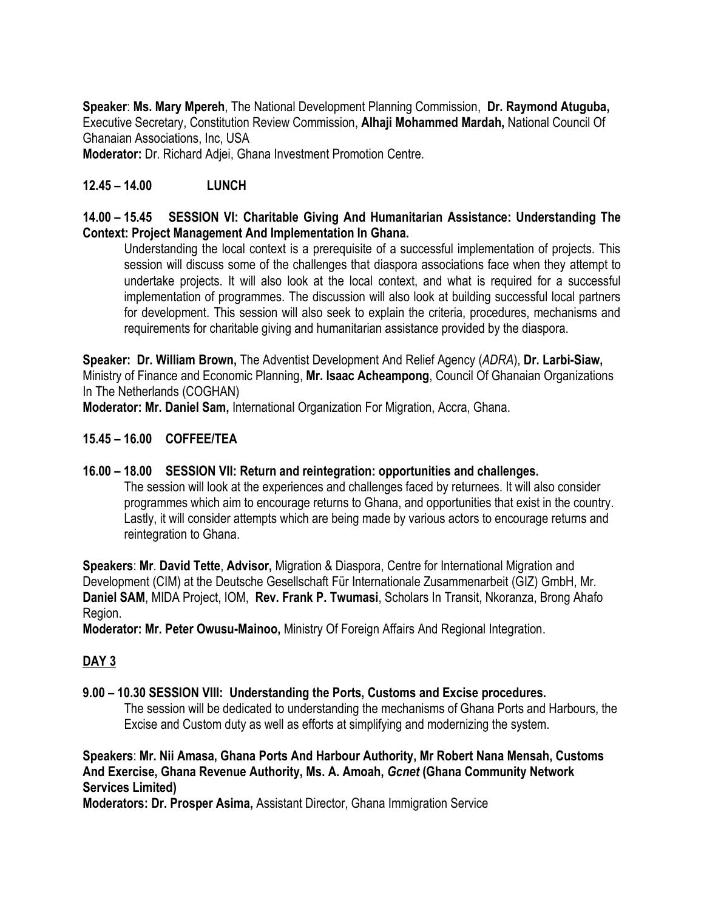**Speaker**: **Ms. Mary Mpereh**, The National Development Planning Commission, **Dr. Raymond Atuguba,** Executive Secretary, Constitution Review Commission, **Alhaji Mohammed Mardah,** National Council Of Ghanaian Associations, Inc, USA
**Moderator:** Dr. Richard Adjei, Ghana Investment Promotion Centre.

**12.45 – 14.00 LUNCH**

**14.00 – 15.45 SESSION VI: Charitable Giving And Humanitarian Assistance: Understanding The Context: Project Management And Implementation In Ghana.**

Understanding the local context is a prerequisite of a successful implementation of projects. This session will discuss some of the challenges that diaspora associations face when they attempt to undertake projects. It will also look at the local context, and what is required for a successful implementation of programmes. The discussion will also look at building successful local partners for development. This session will also seek to explain the criteria, procedures, mechanisms and requirements for charitable giving and humanitarian assistance provided by the diaspora.

**Speaker: Dr. William Brown,** The Adventist Development And Relief Agency (*ADRA*), **Dr. Larbi-Siaw,** Ministry of Finance and Economic Planning, **Mr. Isaac Acheampong**, Council Of Ghanaian Organizations In The Netherlands (COGHAN)
**Moderator: Mr. Daniel Sam,** International Organization For Migration, Accra, Ghana.

**15.45 – 16.00 COFFEE/TEA**

**16.00 – 18.00 SESSION VII: Return and reintegration: opportunities and challenges.**

The session will look at the experiences and challenges faced by returnees. It will also consider programmes which aim to encourage returns to Ghana, and opportunities that exist in the country. Lastly, it will consider attempts which are being made by various actors to encourage returns and reintegration to Ghana.

**Speakers**: **Mr**. **David Tette**, **Advisor,** Migration & Diaspora, Centre for International Migration and Development (CIM) at the Deutsche Gesellschaft Für Internationale Zusammenarbeit (GIZ) GmbH, Mr. **Daniel SAM**, MIDA Project, IOM, **Rev. Frank P. Twumasi**, Scholars In Transit, Nkoranza, Brong Ahafo Region.
**Moderator: Mr. Peter Owusu-Mainoo,** Ministry Of Foreign Affairs And Regional Integration.

## DAY 3

**9.00 – 10.30 SESSION VIII: Understanding the Ports, Customs and Excise procedures.**

The session will be dedicated to understanding the mechanisms of Ghana Ports and Harbours, the Excise and Custom duty as well as efforts at simplifying and modernizing the system.

**Speakers**: **Mr. Nii Amasa, Ghana Ports And Harbour Authority, Mr Robert Nana Mensah, Customs And Exercise, Ghana Revenue Authority, Ms. A. Amoah, *Gcnet* (Ghana Community Network Services Limited)**
**Moderators: Dr. Prosper Asima,** Assistant Director, Ghana Immigration Service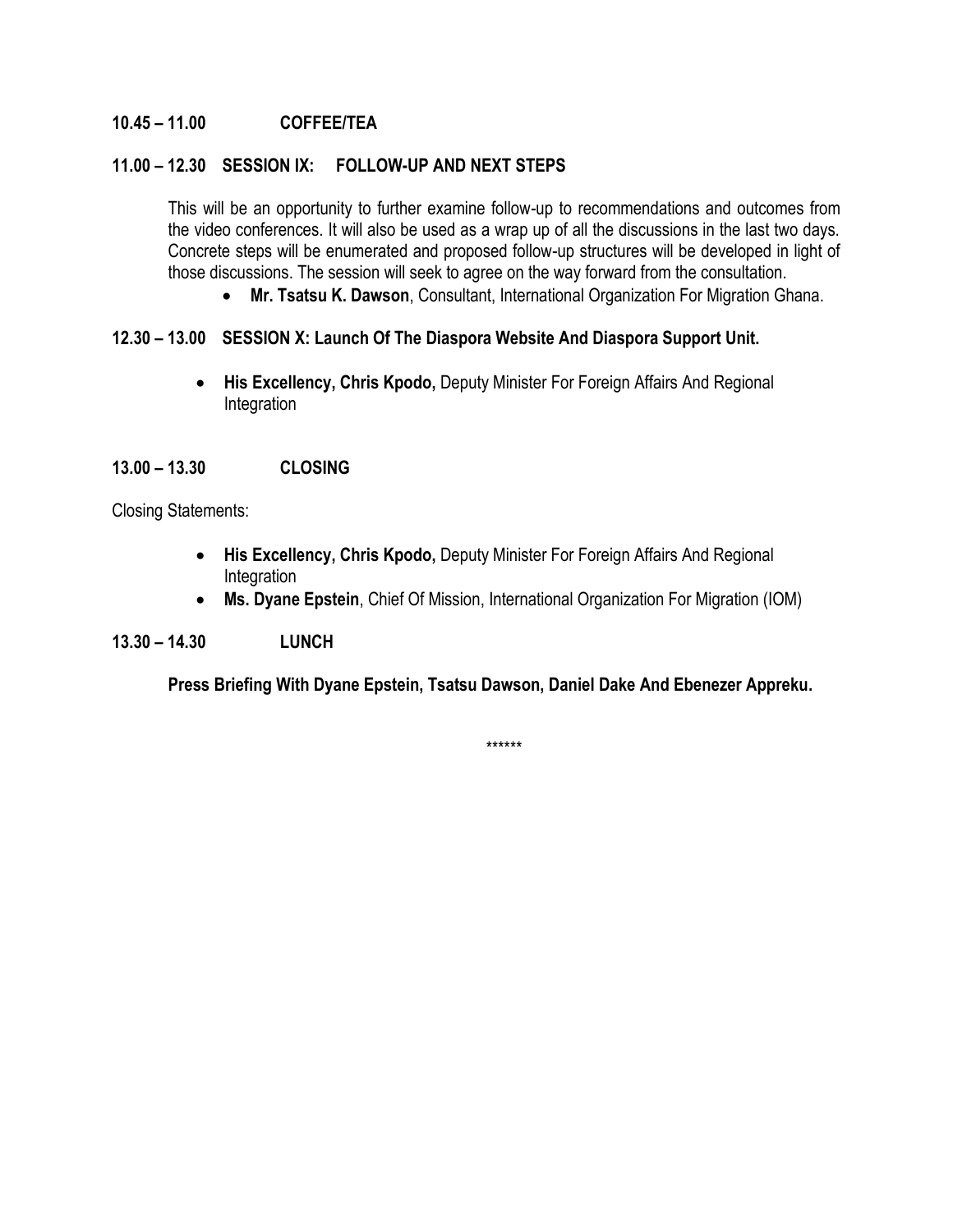**10.45 – 11.00 COFFEE/TEA**

**11.00 – 12.30 SESSION IX: FOLLOW-UP AND NEXT STEPS**

This will be an opportunity to further examine follow-up to recommendations and outcomes from the video conferences. It will also be used as a wrap up of all the discussions in the last two days. Concrete steps will be enumerated and proposed follow-up structures will be developed in light of those discussions. The session will seek to agree on the way forward from the consultation.

- **Mr. Tsatsu K. Dawson**, Consultant, International Organization For Migration Ghana.

**12.30 – 13.00 SESSION X: Launch Of The Diaspora Website And Diaspora Support Unit.**

- **His Excellency, Chris Kpodo,** Deputy Minister For Foreign Affairs And Regional Integration

**13.00 – 13.30 CLOSING**

Closing Statements:

- **His Excellency, Chris Kpodo,** Deputy Minister For Foreign Affairs And Regional Integration
- **Ms. Dyane Epstein**, Chief Of Mission, International Organization For Migration (IOM)

**13.30 – 14.30 LUNCH**

**Press Briefing With Dyane Epstein, Tsatsu Dawson, Daniel Dake And Ebenezer Appreku.**

******